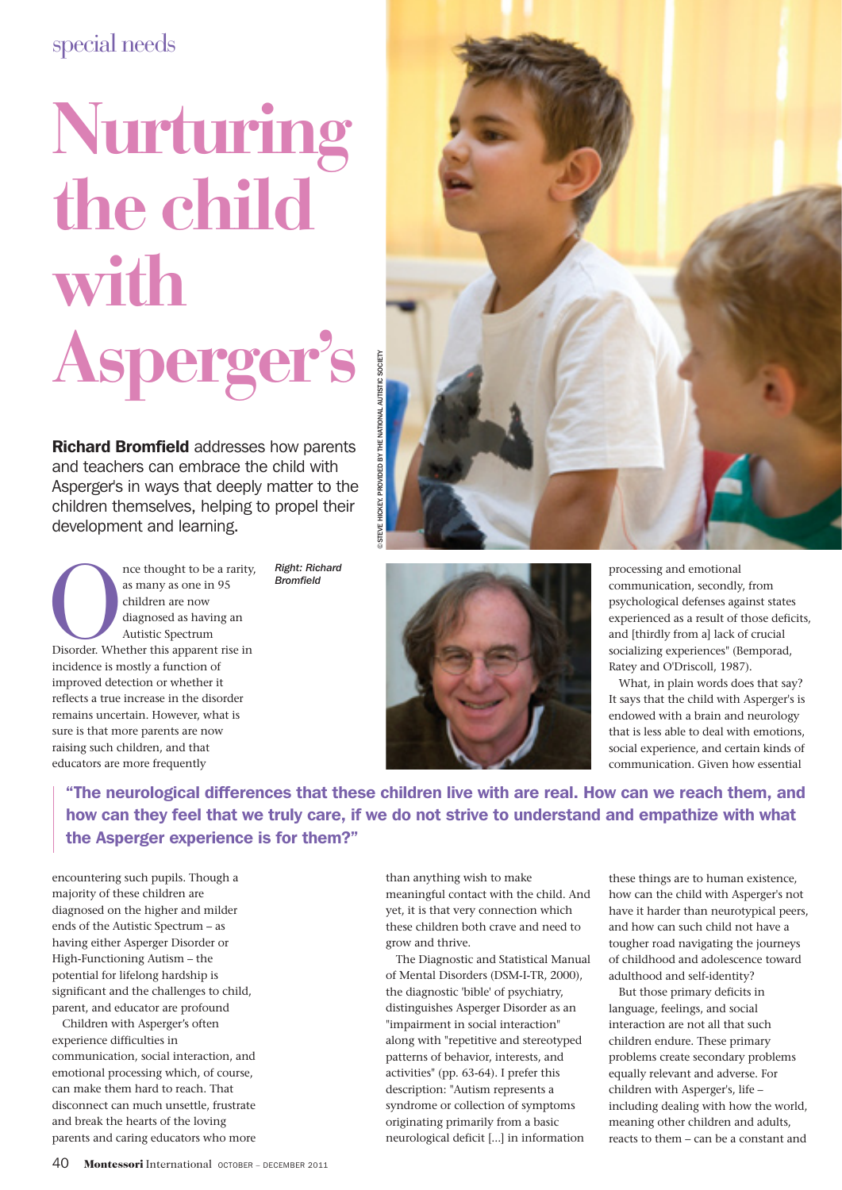special needs

# Nurturing the child with Asperger's

**Richard Bromfield** addresses how parents and teachers can embrace the child with Asperger's in ways that deeply matter to the children themselves, helping to propel their development and learning.

© STEVE HICKEY, PROVIDED BY THE NATIONAL AUTISTIC SOCIETY

*Right: Richard Bromfield*

Once thought to be a rarity, as many as one in 95 children are now diagnosed as having an Autistic Spectrum Disorder. Whether this apparent rise in incidence is mostly a function of improved detection or whether it reflects a true increase in the disorder remains uncertain. However, what is sure is that more parents are now raising such children, and that educators are more frequently encountering such pupils. Though a majority of these children are diagnosed on the higher and milder ends of the Autistic Spectrum – as having either Asperger Disorder or High-Functioning Autism – the potential for lifelong hardship is significant and the challenges to child, parent, and educator are profound

Children with Asperger's often experience difficulties in communication, social interaction, and emotional processing which, of course, can make them hard to reach. That disconnect can much unsettle, frustrate and break the hearts of the loving parents and caring educators who more than anything wish to make meaningful contact with the child. And yet, it is that very connection which these children both crave and need to grow and thrive.

The Diagnostic and Statistical Manual of Mental Disorders (DSM-I-TR, 2000), the diagnostic 'bible' of psychiatry, distinguishes Asperger Disorder as an "impairment in social interaction" along with "repetitive and stereotyped patterns of behavior, interests, and activities" (pp. 63-64). I prefer this description: "Autism represents a syndrome or collection of symptoms originating primarily from a basic neurological deficit [...] in information processing and emotional communication, secondly, from psychological defenses against states experienced as a result of those deficits, and [thirdly from a] lack of crucial socializing experiences" (Bemporad, Ratey and O'Driscoll, 1987).

What, in plain words does that say? It says that the child with Asperger's is endowed with a brain and neurology that is less able to deal with emotions, social experience, and certain kinds of communication. Given how essential these things are to human existence, how can the child with Asperger's not have it harder than neurotypical peers, and how can such child not have a tougher road navigating the journeys of childhood and adolescence toward adulthood and self-identity?

> **"The neurological differences that these children live with are real. How can we reach them, and how can they feel that we truly care, if we do not strive to understand and empathize with what the Asperger experience is for them?"**

But those primary deficits in language, feelings, and social interaction are not all that such children endure. These primary problems create secondary problems equally relevant and adverse. For children with Asperger's, life – including dealing with how the world, meaning other children and adults, reacts to them – can be a constant and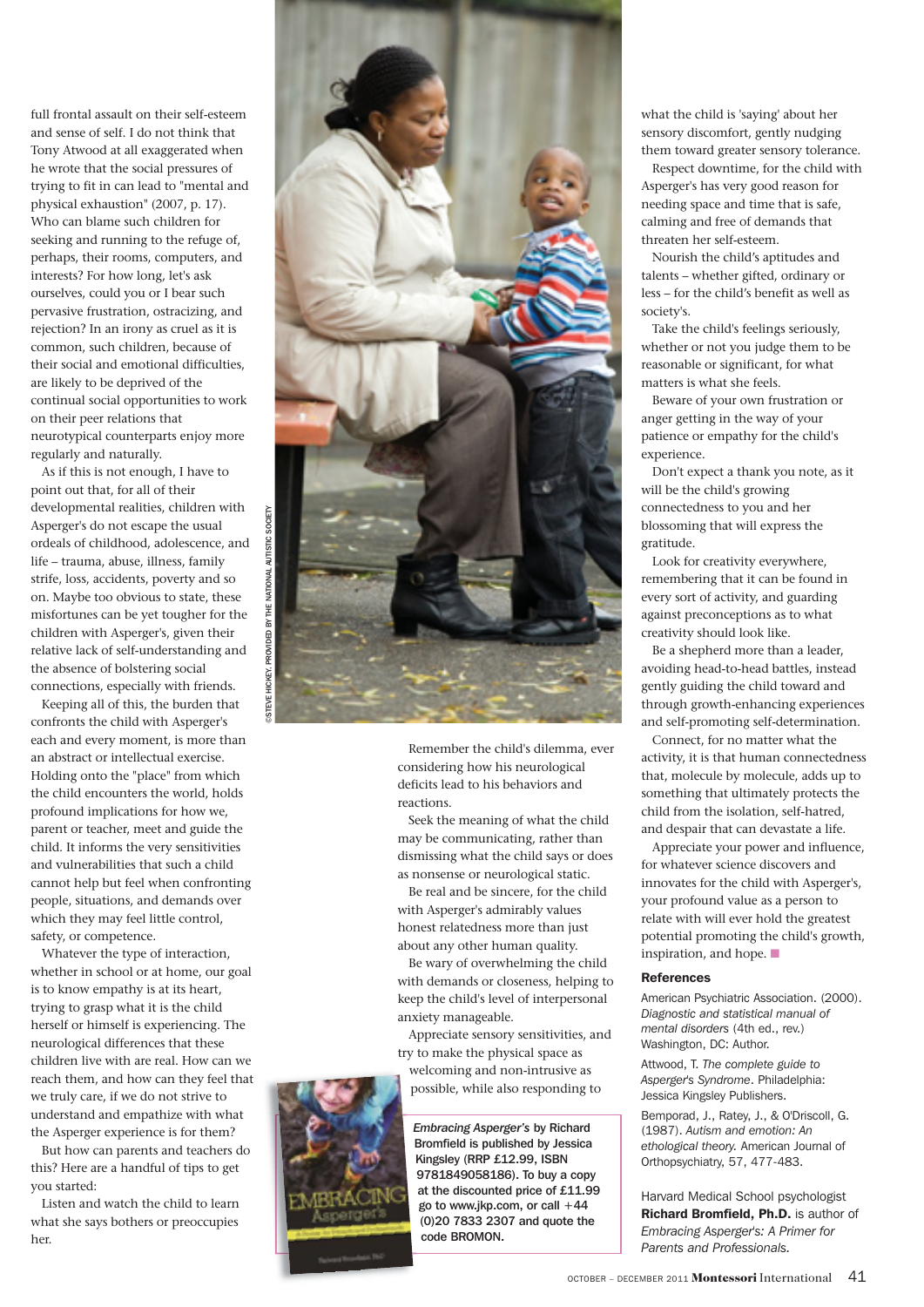full frontal assault on their self-esteem and sense of self. I do not think that Tony Atwood at all exaggerated when he wrote that the social pressures of trying to fit in can lead to "mental and physical exhaustion" (2007, p. 17). Who can blame such children for seeking and running to the refuge of, perhaps, their rooms, computers, and interests? For how long, let's ask ourselves, could you or I bear such pervasive frustration, ostracizing, and rejection? In an irony as cruel as it is common, such children, because of their social and emotional difficulties, are likely to be deprived of the continual social opportunities to work on their peer relations that neurotypical counterparts enjoy more regularly and naturally.

As if this is not enough, I have to point out that, for all of their developmental realities, children with Asperger's do not escape the usual ordeals of childhood, adolescence, and life – trauma, abuse, illness, family strife, loss, accidents, poverty and so on. Maybe too obvious to state, these misfortunes can be yet tougher for the children with Asperger's, given their relative lack of self-understanding and the absence of bolstering social connections, especially with friends.

Keeping all of this, the burden that confronts the child with Asperger's each and every moment, is more than an abstract or intellectual exercise. Holding onto the "place" from which the child encounters the world, holds profound implications for how we, parent or teacher, meet and guide the child. It informs the very sensitivities and vulnerabilities that such a child cannot help but feel when confronting people, situations, and demands over which they may feel little control, safety, or competence.

Whatever the type of interaction, whether in school or at home, our goal is to know empathy is at its heart, trying to grasp what it is the child herself or himself is experiencing. The neurological differences that these children live with are real. How can we reach them, and how can they feel that we truly care, if we do not strive to understand and empathize with what the Asperger experience is for them?

But how can parents and teachers do this? Here are a handful of tips to get you started:

Listen and watch the child to learn what she says bothers or preoccupies her.

©STEVE HICKEY. PROVIDED BY THE NATIONAL AUTISTIC SOCIETY

Remember the child's dilemma, ever considering how his neurological deficits lead to his behaviors and reactions.

Seek the meaning of what the child may be communicating, rather than dismissing what the child says or does as nonsense or neurological static.

Be real and be sincere, for the child with Asperger's admirably values honest relatedness more than just about any other human quality.

Be wary of overwhelming the child with demands or closeness, helping to keep the child's level of interpersonal anxiety manageable.

Appreciate sensory sensitivities, and try to make the physical space as welcoming and non-intrusive as possible, while also responding to what the child is 'saying' about her sensory discomfort, gently nudging them toward greater sensory tolerance.

Respect downtime, for the child with Asperger's has very good reason for needing space and time that is safe, calming and free of demands that threaten her self-esteem.

Nourish the child's aptitudes and talents – whether gifted, ordinary or less – for the child's benefit as well as society's.

Take the child's feelings seriously, whether or not you judge them to be reasonable or significant, for what matters is what she feels.

Beware of your own frustration or anger getting in the way of your patience or empathy for the child's experience.

Don't expect a thank you note, as it will be the child's growing connectedness to you and her blossoming that will express the gratitude.

Look for creativity everywhere, remembering that it can be found in every sort of activity, and guarding against preconceptions as to what creativity should look like.

Be a shepherd more than a leader, avoiding head-to-head battles, instead gently guiding the child toward and through growth-enhancing experiences and self-promoting self-determination.

Connect, for no matter what the activity, it is that human connectedness that, molecule by molecule, adds up to something that ultimately protects the child from the isolation, self-hatred, and despair that can devastate a life.

Appreciate your power and influence, for whatever science discovers and innovates for the child with Asperger's, your profound value as a person to relate with will ever hold the greatest potential promoting the child's growth, inspiration, and hope.

*Embracing Asperger's* by Richard Bromfield is published by Jessica Kingsley (RRP £12.99, ISBN 9781849058186). To buy a copy at the discounted price of £11.99 go to www.jkp.com, or call +44 (0)20 7833 2307 and quote the code BROMON.

### References

American Psychiatric Association. (2000). *Diagnostic and statistical manual of mental disorders* (4th ed., rev.) Washington, DC: Author.

Attwood, T. *The complete guide to Asperger's Syndrome*. Philadelphia: Jessica Kingsley Publishers.

Bemporad, J., Ratey, J., & O'Driscoll, G. (1987). *Autism and emotion: An ethological theory.* American Journal of Orthopsychiatry, 57, 477-483.

Harvard Medical School psychologist **Richard Bromfield, Ph.D.** is author of *Embracing Asperger's: A Primer for Parents and Professionals.*